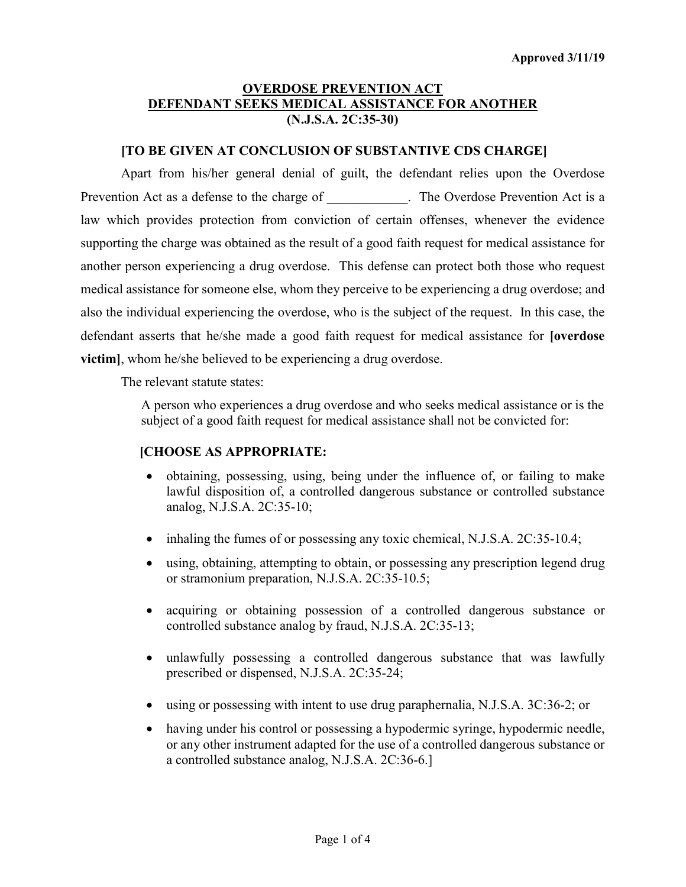**Approved 3/11/19**

# OVERDOSE PREVENTION ACT
# DEFENDANT SEEKS MEDICAL ASSISTANCE FOR ANOTHER
# (N.J.S.A. 2C:35-30)

**[TO BE GIVEN AT CONCLUSION OF SUBSTANTIVE CDS CHARGE]**

Apart from his/her general denial of guilt, the defendant relies upon the Overdose Prevention Act as a defense to the charge of ____________. The Overdose Prevention Act is a law which provides protection from conviction of certain offenses, whenever the evidence supporting the charge was obtained as the result of a good faith request for medical assistance for another person experiencing a drug overdose. This defense can protect both those who request medical assistance for someone else, whom they perceive to be experiencing a drug overdose; and also the individual experiencing the overdose, who is the subject of the request. In this case, the defendant asserts that he/she made a good faith request for medical assistance for **[overdose victim]**, whom he/she believed to be experiencing a drug overdose.

The relevant statute states:

> A person who experiences a drug overdose and who seeks medical assistance or is the subject of a good faith request for medical assistance shall not be convicted for:
>
> **[CHOOSE AS APPROPRIATE:**
>
> - obtaining, possessing, using, being under the influence of, or failing to make lawful disposition of, a controlled dangerous substance or controlled substance analog, N.J.S.A. 2C:35-10;
> - inhaling the fumes of or possessing any toxic chemical, N.J.S.A. 2C:35-10.4;
> - using, obtaining, attempting to obtain, or possessing any prescription legend drug or stramonium preparation, N.J.S.A. 2C:35-10.5;
> - acquiring or obtaining possession of a controlled dangerous substance or controlled substance analog by fraud, N.J.S.A. 2C:35-13;
> - unlawfully possessing a controlled dangerous substance that was lawfully prescribed or dispensed, N.J.S.A. 2C:35-24;
> - using or possessing with intent to use drug paraphernalia, N.J.S.A. 3C:36-2; or
> - having under his control or possessing a hypodermic syringe, hypodermic needle, or any other instrument adapted for the use of a controlled dangerous substance or a controlled substance analog, N.J.S.A. 2C:36-6.]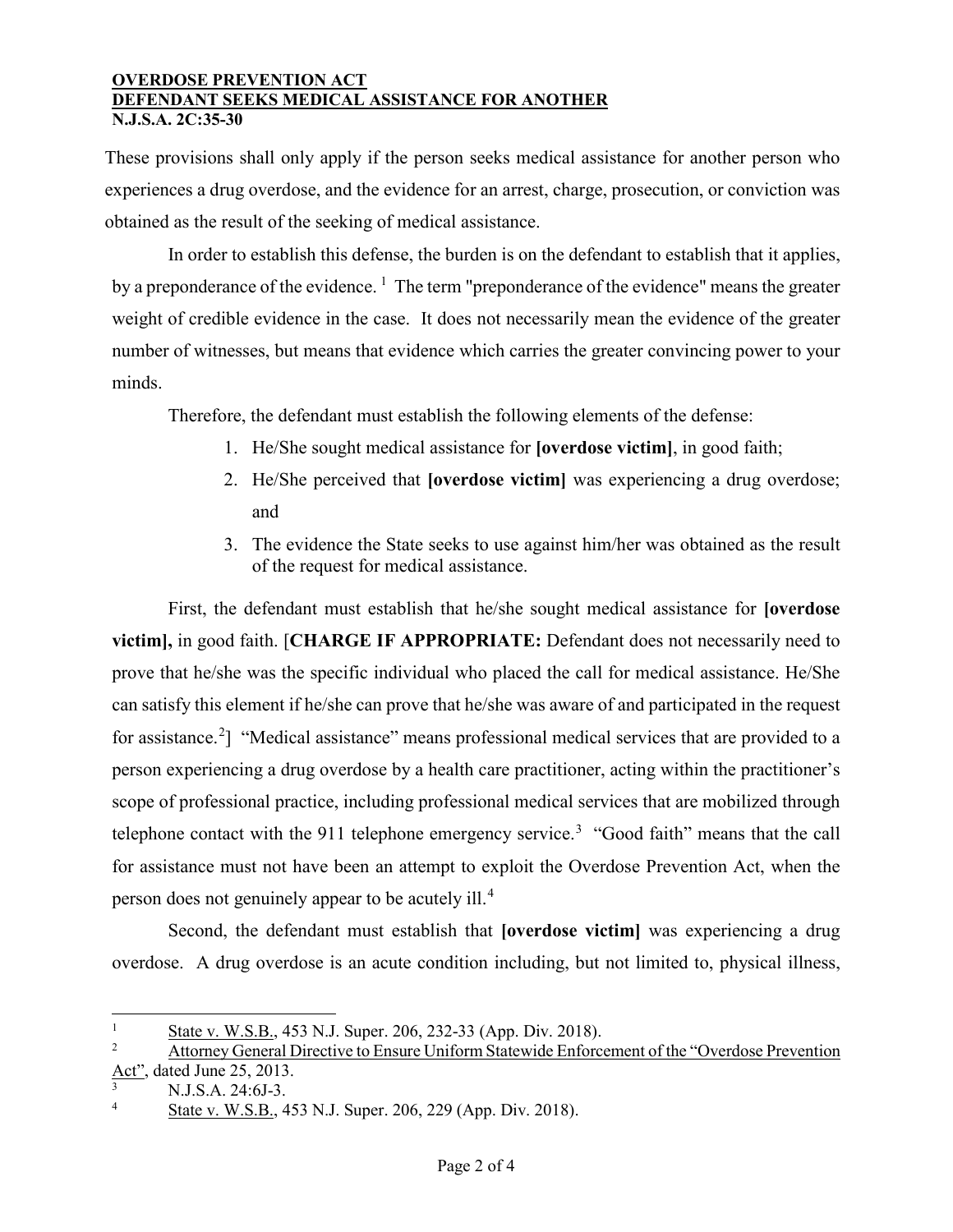**OVERDOSE PREVENTION ACT**
**DEFENDANT SEEKS MEDICAL ASSISTANCE FOR ANOTHER**
**N.J.S.A. 2C:35-30**

These provisions shall only apply if the person seeks medical assistance for another person who experiences a drug overdose, and the evidence for an arrest, charge, prosecution, or conviction was obtained as the result of the seeking of medical assistance.

In order to establish this defense, the burden is on the defendant to establish that it applies, by a preponderance of the evidence. [1] The term "preponderance of the evidence" means the greater weight of credible evidence in the case. It does not necessarily mean the evidence of the greater number of witnesses, but means that evidence which carries the greater convincing power to your minds.

Therefore, the defendant must establish the following elements of the defense:

1. He/She sought medical assistance for **[overdose victim]**, in good faith;
2. He/She perceived that **[overdose victim]** was experiencing a drug overdose; and
3. The evidence the State seeks to use against him/her was obtained as the result of the request for medical assistance.

First, the defendant must establish that he/she sought medical assistance for **[overdose victim],** in good faith. [**CHARGE IF APPROPRIATE:** Defendant does not necessarily need to prove that he/she was the specific individual who placed the call for medical assistance. He/She can satisfy this element if he/she can prove that he/she was aware of and participated in the request for assistance.[2]] "Medical assistance" means professional medical services that are provided to a person experiencing a drug overdose by a health care practitioner, acting within the practitioner's scope of professional practice, including professional medical services that are mobilized through telephone contact with the 911 telephone emergency service.[3] "Good faith" means that the call for assistance must not have been an attempt to exploit the Overdose Prevention Act, when the person does not genuinely appear to be acutely ill.[4]

Second, the defendant must establish that **[overdose victim]** was experiencing a drug overdose. A drug overdose is an acute condition including, but not limited to, physical illness,

---

[1] State v. W.S.B., 453 N.J. Super. 206, 232-33 (App. Div. 2018).

[2] Attorney General Directive to Ensure Uniform Statewide Enforcement of the "Overdose Prevention Act", dated June 25, 2013.

[3] N.J.S.A. 24:6J-3.

[4] State v. W.S.B., 453 N.J. Super. 206, 229 (App. Div. 2018).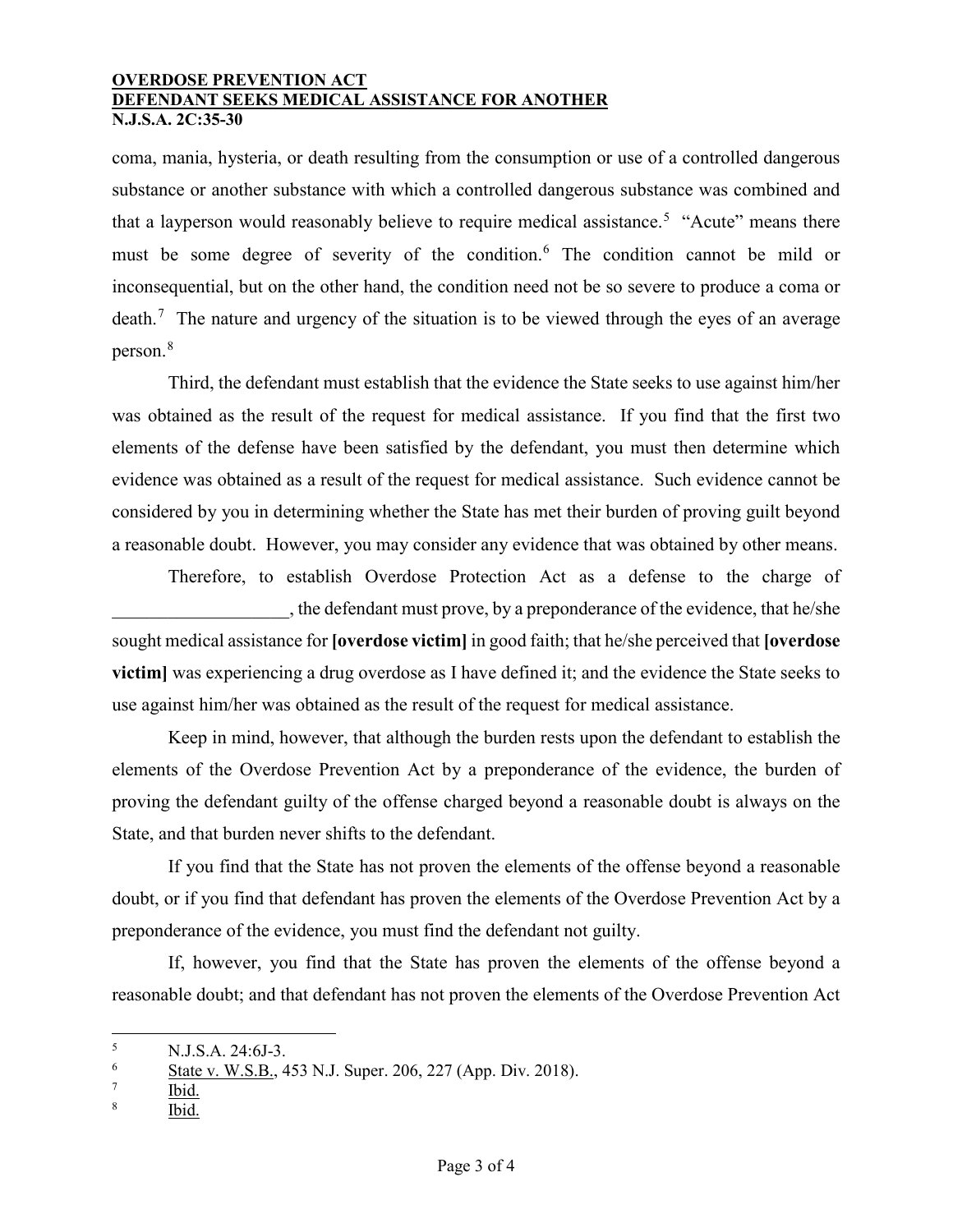coma, mania, hysteria, or death resulting from the consumption or use of a controlled dangerous substance or another substance with which a controlled dangerous substance was combined and that a layperson would reasonably believe to require medical assistance.[5] "Acute" means there must be some degree of severity of the condition.[6] The condition cannot be mild or inconsequential, but on the other hand, the condition need not be so severe to produce a coma or death.[7] The nature and urgency of the situation is to be viewed through the eyes of an average person.[8]

Third, the defendant must establish that the evidence the State seeks to use against him/her was obtained as the result of the request for medical assistance. If you find that the first two elements of the defense have been satisfied by the defendant, you must then determine which evidence was obtained as a result of the request for medical assistance. Such evidence cannot be considered by you in determining whether the State has met their burden of proving guilt beyond a reasonable doubt. However, you may consider any evidence that was obtained by other means.

Therefore, to establish Overdose Protection Act as a defense to the charge of ___________________, the defendant must prove, by a preponderance of the evidence, that he/she sought medical assistance for **[overdose victim]** in good faith; that he/she perceived that **[overdose victim]** was experiencing a drug overdose as I have defined it; and the evidence the State seeks to use against him/her was obtained as the result of the request for medical assistance.

Keep in mind, however, that although the burden rests upon the defendant to establish the elements of the Overdose Prevention Act by a preponderance of the evidence, the burden of proving the defendant guilty of the offense charged beyond a reasonable doubt is always on the State, and that burden never shifts to the defendant.

If you find that the State has not proven the elements of the offense beyond a reasonable doubt, or if you find that defendant has proven the elements of the Overdose Prevention Act by a preponderance of the evidence, you must find the defendant not guilty.

If, however, you find that the State has proven the elements of the offense beyond a reasonable doubt; and that defendant has not proven the elements of the Overdose Prevention Act

---

[5] N.J.S.A. 24:6J-3.

[6] State v. W.S.B., 453 N.J. Super. 206, 227 (App. Div. 2018).

[7] Ibid.

[8] Ibid.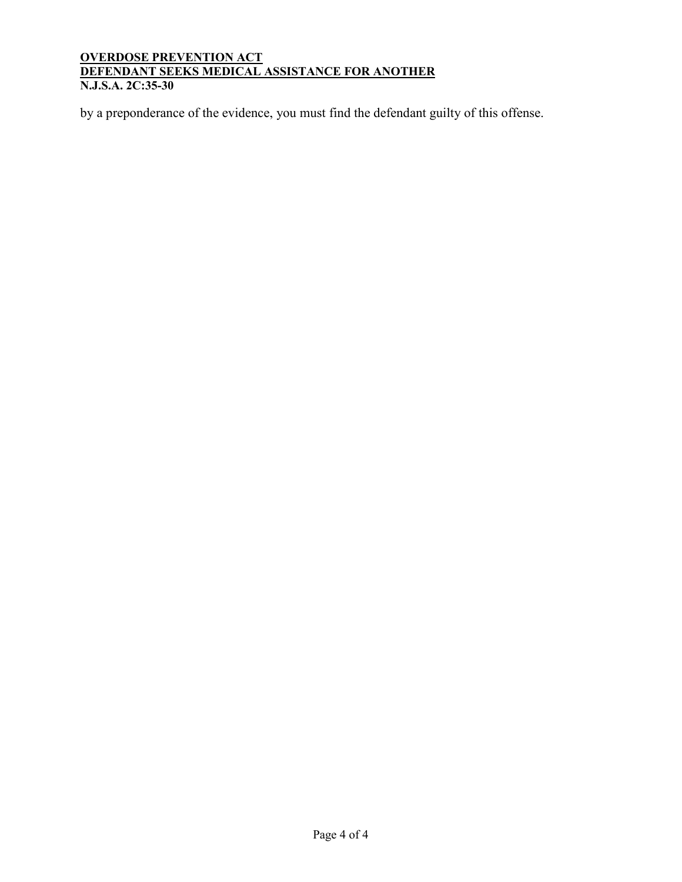by a preponderance of the evidence, you must find the defendant guilty of this offense.